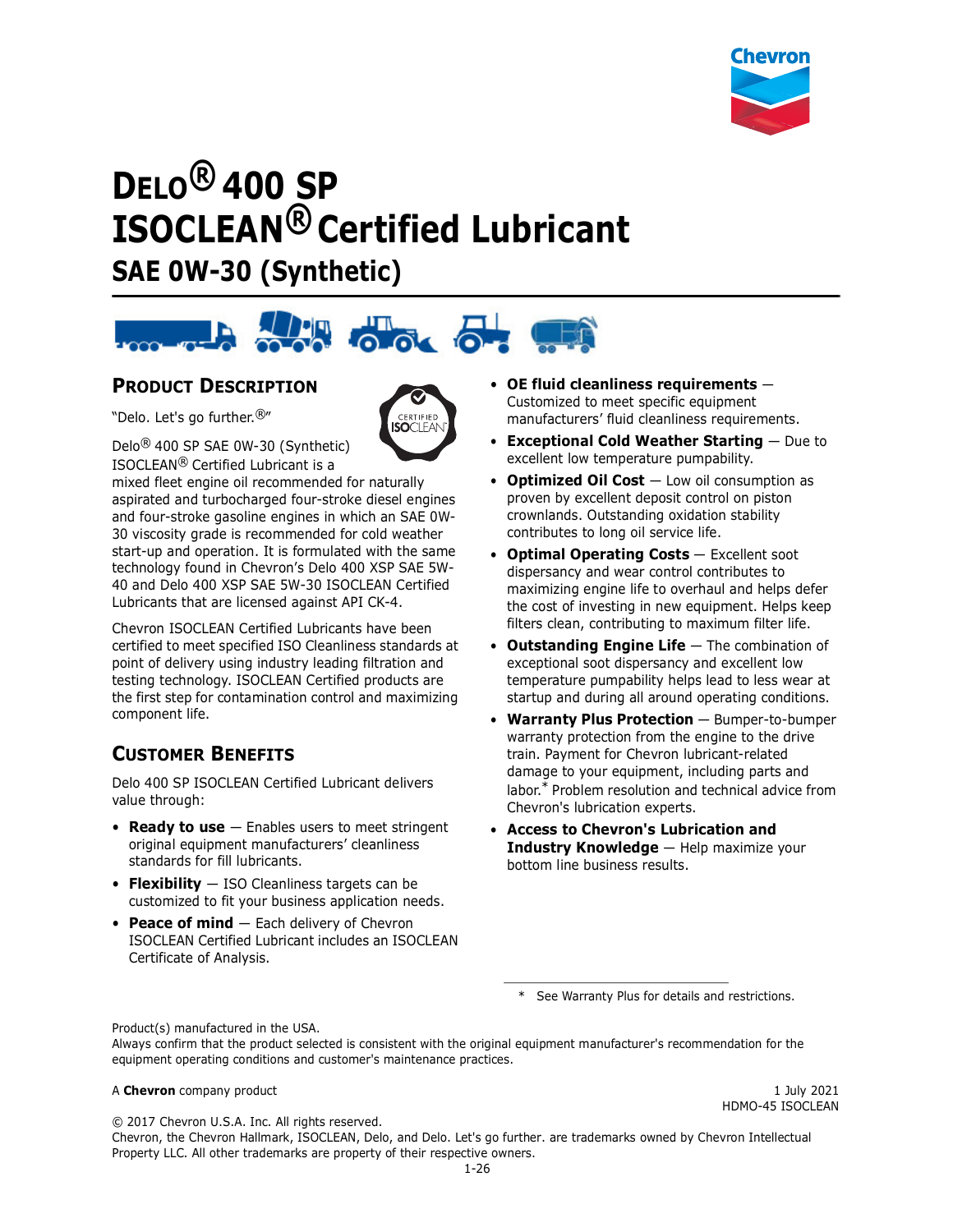# DELO® 400 SP ISOCLEAN® Certified Lubricant

## SAE 0W-30 (Synthetic)

## PRODUCT DESCRIPTION

"Delo. Let's go further.®"

Delo® 400 SP SAE 0W-30 (Synthetic) ISOCLEAN® Certified Lubricant is a mixed fleet engine oil recommended for naturally aspirated and turbocharged four-stroke diesel engines and four-stroke gasoline engines in which an SAE 0W-30 viscosity grade is recommended for cold weather start-up and operation. It is formulated with the same technology found in Chevron's Delo 400 XSP SAE 5W-40 and Delo 400 XSP SAE 5W-30 ISOCLEAN Certified Lubricants that are licensed against API CK-4.

Chevron ISOCLEAN Certified Lubricants have been certified to meet specified ISO Cleanliness standards at point of delivery using industry leading filtration and testing technology. ISOCLEAN Certified products are the first step for contamination control and maximizing component life.

## CUSTOMER BENEFITS

Delo 400 SP ISOCLEAN Certified Lubricant delivers value through:

- **Ready to use** — Enables users to meet stringent original equipment manufacturers' cleanliness standards for fill lubricants.
- **Flexibility** — ISO Cleanliness targets can be customized to fit your business application needs.
- **Peace of mind** — Each delivery of Chevron ISOCLEAN Certified Lubricant includes an ISOCLEAN Certificate of Analysis.
- **OE fluid cleanliness requirements** — Customized to meet specific equipment manufacturers' fluid cleanliness requirements.
- **Exceptional Cold Weather Starting** — Due to excellent low temperature pumpability.
- **Optimized Oil Cost** — Low oil consumption as proven by excellent deposit control on piston crownlands. Outstanding oxidation stability contributes to long oil service life.
- **Optimal Operating Costs** — Excellent soot dispersancy and wear control contributes to maximizing engine life to overhaul and helps defer the cost of investing in new equipment. Helps keep filters clean, contributing to maximum filter life.
- **Outstanding Engine Life** — The combination of exceptional soot dispersancy and excellent low temperature pumpability helps lead to less wear at startup and during all around operating conditions.
- **Warranty Plus Protection** — Bumper-to-bumper warranty protection from the engine to the drive train. Payment for Chevron lubricant-related damage to your equipment, including parts and labor.* Problem resolution and technical advice from Chevron's lubrication experts.
- **Access to Chevron's Lubrication and Industry Knowledge** — Help maximize your bottom line business results.

\* See Warranty Plus for details and restrictions.

Product(s) manufactured in the USA.
Always confirm that the product selected is consistent with the original equipment manufacturer's recommendation for the equipment operating conditions and customer's maintenance practices.

A **Chevron** company product

1 July 2021
HDMO-45 ISOCLEAN

© 2017 Chevron U.S.A. Inc. All rights reserved.
Chevron, the Chevron Hallmark, ISOCLEAN, Delo, and Delo. Let's go further. are trademarks owned by Chevron Intellectual Property LLC. All other trademarks are property of their respective owners.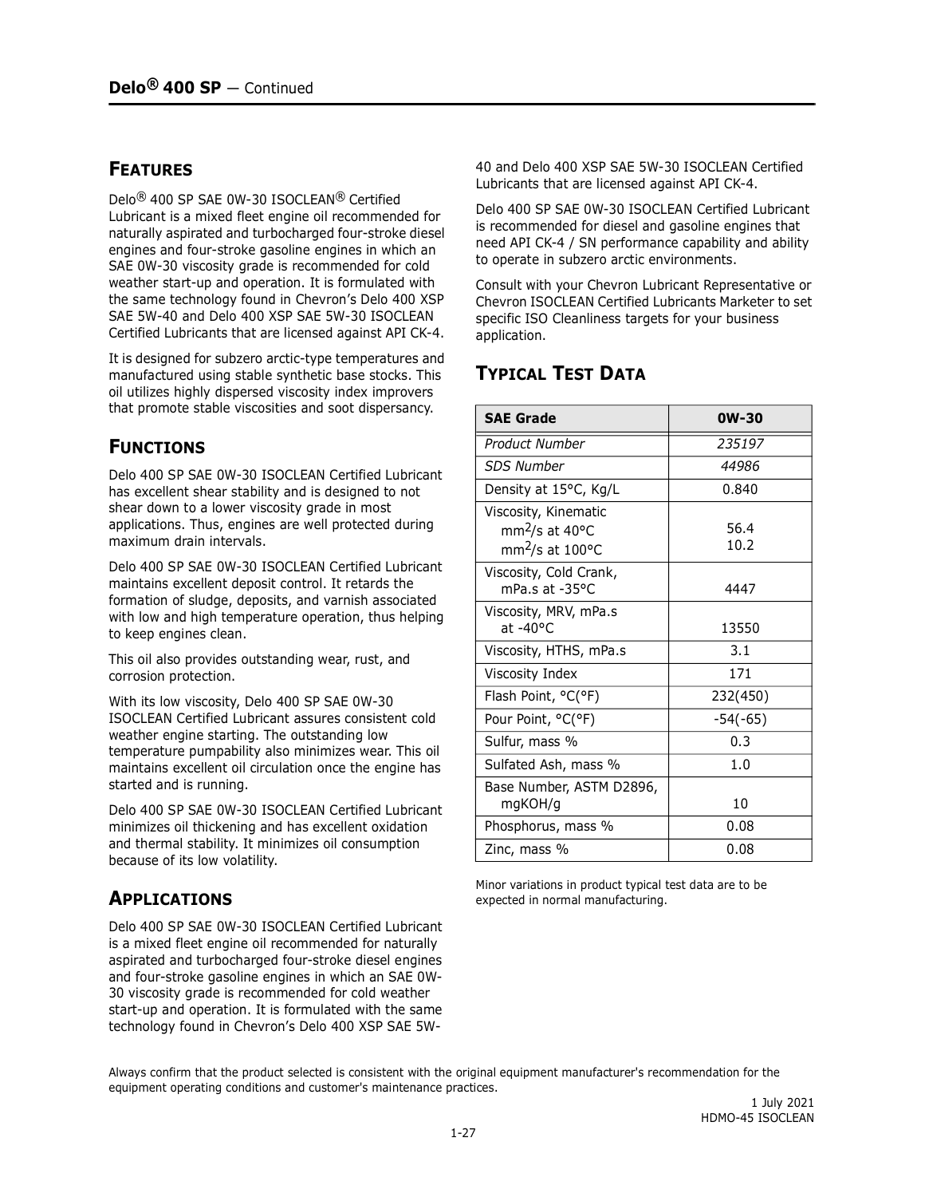## Features

Delo® 400 SP SAE 0W-30 ISOCLEAN® Certified Lubricant is a mixed fleet engine oil recommended for naturally aspirated and turbocharged four-stroke diesel engines and four-stroke gasoline engines in which an SAE 0W-30 viscosity grade is recommended for cold weather start-up and operation. It is formulated with the same technology found in Chevron's Delo 400 XSP SAE 5W-40 and Delo 400 XSP SAE 5W-30 ISOCLEAN Certified Lubricants that are licensed against API CK-4.

It is designed for subzero arctic-type temperatures and manufactured using stable synthetic base stocks. This oil utilizes highly dispersed viscosity index improvers that promote stable viscosities and soot dispersancy.

## Functions

Delo 400 SP SAE 0W-30 ISOCLEAN Certified Lubricant has excellent shear stability and is designed to not shear down to a lower viscosity grade in most applications. Thus, engines are well protected during maximum drain intervals.

Delo 400 SP SAE 0W-30 ISOCLEAN Certified Lubricant maintains excellent deposit control. It retards the formation of sludge, deposits, and varnish associated with low and high temperature operation, thus helping to keep engines clean.

This oil also provides outstanding wear, rust, and corrosion protection.

With its low viscosity, Delo 400 SP SAE 0W-30 ISOCLEAN Certified Lubricant assures consistent cold weather engine starting. The outstanding low temperature pumpability also minimizes wear. This oil maintains excellent oil circulation once the engine has started and is running.

Delo 400 SP SAE 0W-30 ISOCLEAN Certified Lubricant minimizes oil thickening and has excellent oxidation and thermal stability. It minimizes oil consumption because of its low volatility.

## Applications

Delo 400 SP SAE 0W-30 ISOCLEAN Certified Lubricant is a mixed fleet engine oil recommended for naturally aspirated and turbocharged four-stroke diesel engines and four-stroke gasoline engines in which an SAE 0W-30 viscosity grade is recommended for cold weather start-up and operation. It is formulated with the same technology found in Chevron's Delo 400 XSP SAE 5W-40 and Delo 400 XSP SAE 5W-30 ISOCLEAN Certified Lubricants that are licensed against API CK-4.

Delo 400 SP SAE 0W-30 ISOCLEAN Certified Lubricant is recommended for diesel and gasoline engines that need API CK-4 / SN performance capability and ability to operate in subzero arctic environments.

Consult with your Chevron Lubricant Representative or Chevron ISOCLEAN Certified Lubricants Marketer to set specific ISO Cleanliness targets for your business application.

## Typical Test Data

| SAE Grade | 0W-30 |
|---|---|
| *Product Number* | *235197* |
| *SDS Number* | *44986* |
| Density at 15°C, Kg/L | 0.840 |
| Viscosity, Kinematic<br>$mm^2/s$ at 40°C<br>$mm^2/s$ at 100°C | <br>56.4<br>10.2 |
| Viscosity, Cold Crank,<br>mPa.s at -35°C | 4447 |
| Viscosity, MRV, mPa.s<br>at -40°C | 13550 |
| Viscosity, HTHS, mPa.s | 3.1 |
| Viscosity Index | 171 |
| Flash Point, °C(°F) | 232(450) |
| Pour Point, °C(°F) | -54(-65) |
| Sulfur, mass % | 0.3 |
| Sulfated Ash, mass % | 1.0 |
| Base Number, ASTM D2896,<br>mgKOH/g | 10 |
| Phosphorus, mass % | 0.08 |
| Zinc, mass % | 0.08 |

Minor variations in product typical test data are to be expected in normal manufacturing.

Always confirm that the product selected is consistent with the original equipment manufacturer's recommendation for the equipment operating conditions and customer's maintenance practices.

1 July 2021
HDMO-45 ISOCLEAN